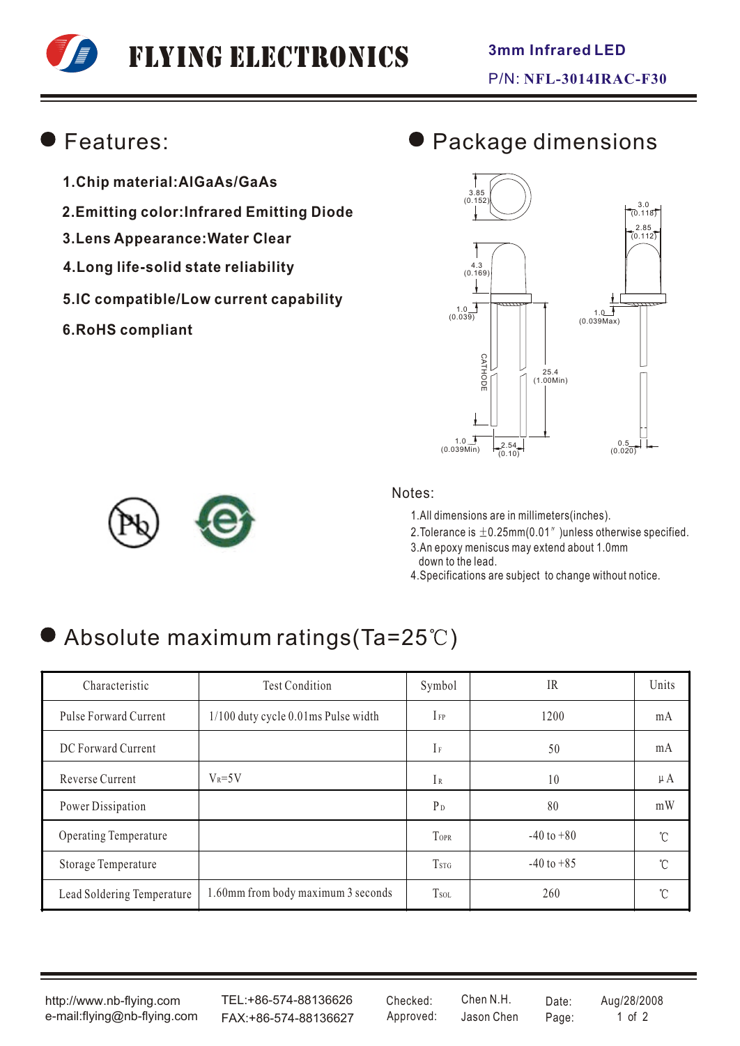# FLYING ELECTRONICS

**3mm Infrared LED**

P/N: **NFL-3014IRAC-F30**

## Features:

1. Chip material: AlGaAs/GaAs
2. Emitting color: Infrared Emitting Diode
3. Lens Appearance: Water Clear
4. Long life-solid state reliability
5. IC compatible/Low current capability
6. RoHS compliant

## Package dimensions

Notes:

1. All dimensions are in millimeters(inches).
2. Tolerance is ±0.25mm(0.01″)unless otherwise specified.
3. An epoxy meniscus may extend about 1.0mm down to the lead.
4. Specifications are subject to change without notice.

## Absolute maximum ratings(Ta=25℃)

| Characteristic | Test Condition | Symbol | IR | Units |
|---|---|---|---|---|
| Pulse Forward Current | 1/100 duty cycle 0.01ms Pulse width | $I_{FP}$ | 1200 | mA |
| DC Forward Current | | $I_F$ | 50 | mA |
| Reverse Current | $V_R$=5V | $I_R$ | 10 | μA |
| Power Dissipation | | $P_D$ | 80 | mW |
| Operating Temperature | | $T_{OPR}$ | -40 to +80 | ℃ |
| Storage Temperature | | $T_{STG}$ | -40 to +85 | ℃ |
| Lead Soldering Temperature | 1.60mm from body maximum 3 seconds | $T_{SOL}$ | 260 | ℃ |

http://www.nb-flying.com
e-mail:flying@nb-flying.com

TEL:+86-574-88136626
FAX:+86-574-88136627

Checked: Chen N.H.
Approved: Jason Chen

Date: Aug/28/2008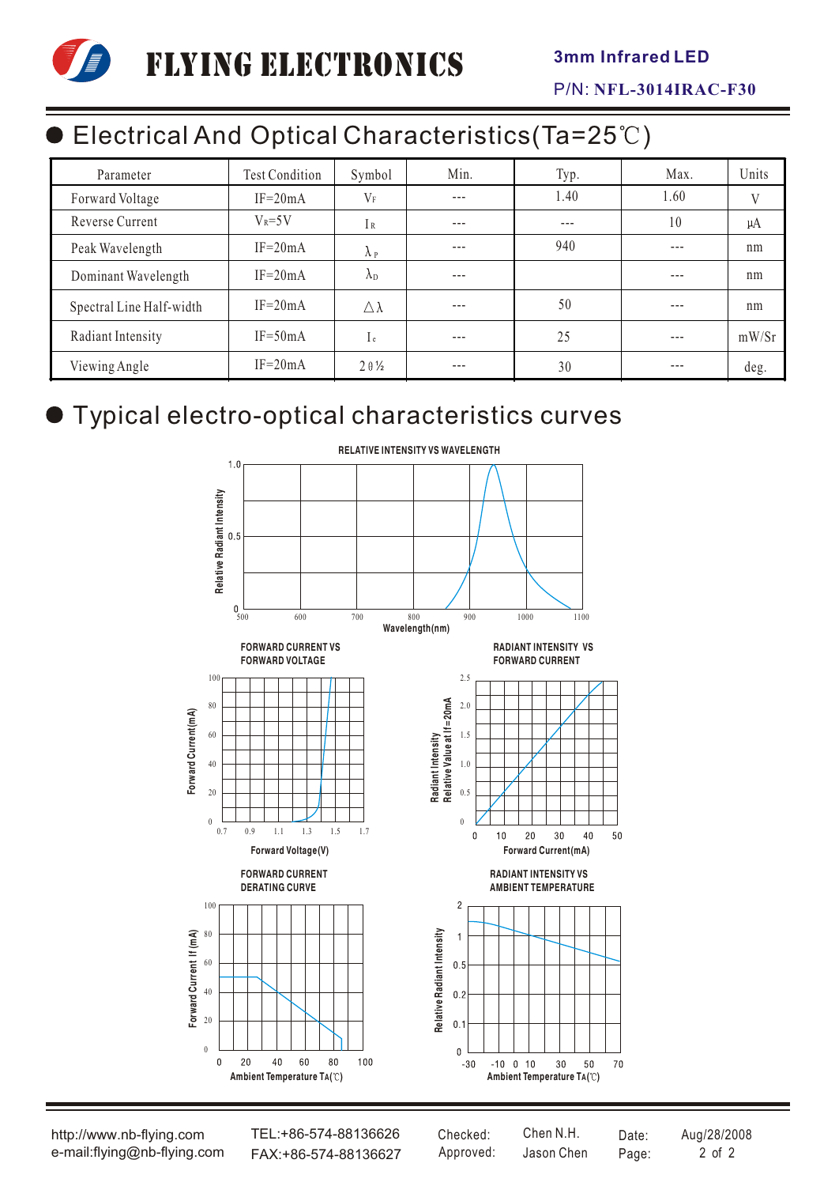# FLYING ELECTRONICS

**3mm Infrared LED**

P/N: **NFL-3014IRAC-F30**

## ● Electrical And Optical Characteristics(Ta=25℃)

| Parameter | Test Condition | Symbol | Min. | Typ. | Max. | Units |
|---|---|---|---|---|---|---|
| Forward Voltage | IF=20mA | $V_F$ | --- | 1.40 | 1.60 | V |
| Reverse Current | $V_R$=5V | $I_R$ | --- | --- | 10 | μA |
| Peak Wavelength | IF=20mA | $\lambda_P$ | --- | 940 | --- | nm |
| Dominant Wavelength | IF=20mA | $\lambda_D$ | --- | | --- | nm |
| Spectral Line Half-width | IF=20mA | $\triangle\lambda$ | --- | 50 | --- | nm |
| Radiant Intensity | IF=50mA | $I_e$ | --- | 25 | --- | mW/Sr |
| Viewing Angle | IF=20mA | $2\theta½$ | --- | 30 | --- | deg. |

## ● Typical electro-optical characteristics curves

RELATIVE INTENSITY VS WAVELENGTH

Relative Radiant Intensity

1.0
0.5
0

500 600 700 800 900 1000 1100

Wavelength(nm)

FORWARD CURRENT VS FORWARD VOLTAGE

Forward Current(mA)

100 80 60 40 20 0

0.7 0.9 1.1 1.3 1.5 1.7

Forward Voltage(V)

RADIANT INTENSITY VS FORWARD CURRENT

Radiant Intensity Relative Value at If=20mA

2.5 2.0 1.5 1.0 0.5 0

0 10 20 30 40 50

Forward Current(mA)

FORWARD CURRENT DERATING CURVE

Forward Current If (mA)

100 80 60 40 20 0

0 20 40 60 80 100

Ambient Temperature TA(℃)

RADIANT INTENSITY VS AMBIENT TEMPERATURE

Relative Radiant Intensity

2 1 0.5 0.2 0.1 0

-30 -10 0 10 30 50 70

Ambient Temperature TA(℃)

---

http://www.nb-flying.com
e-mail:flying@nb-flying.com

TEL:+86-574-88136626
FAX:+86-574-88136627

Checked: Chen N.H.
Approved: Jason Chen

Date: Aug/28/2008